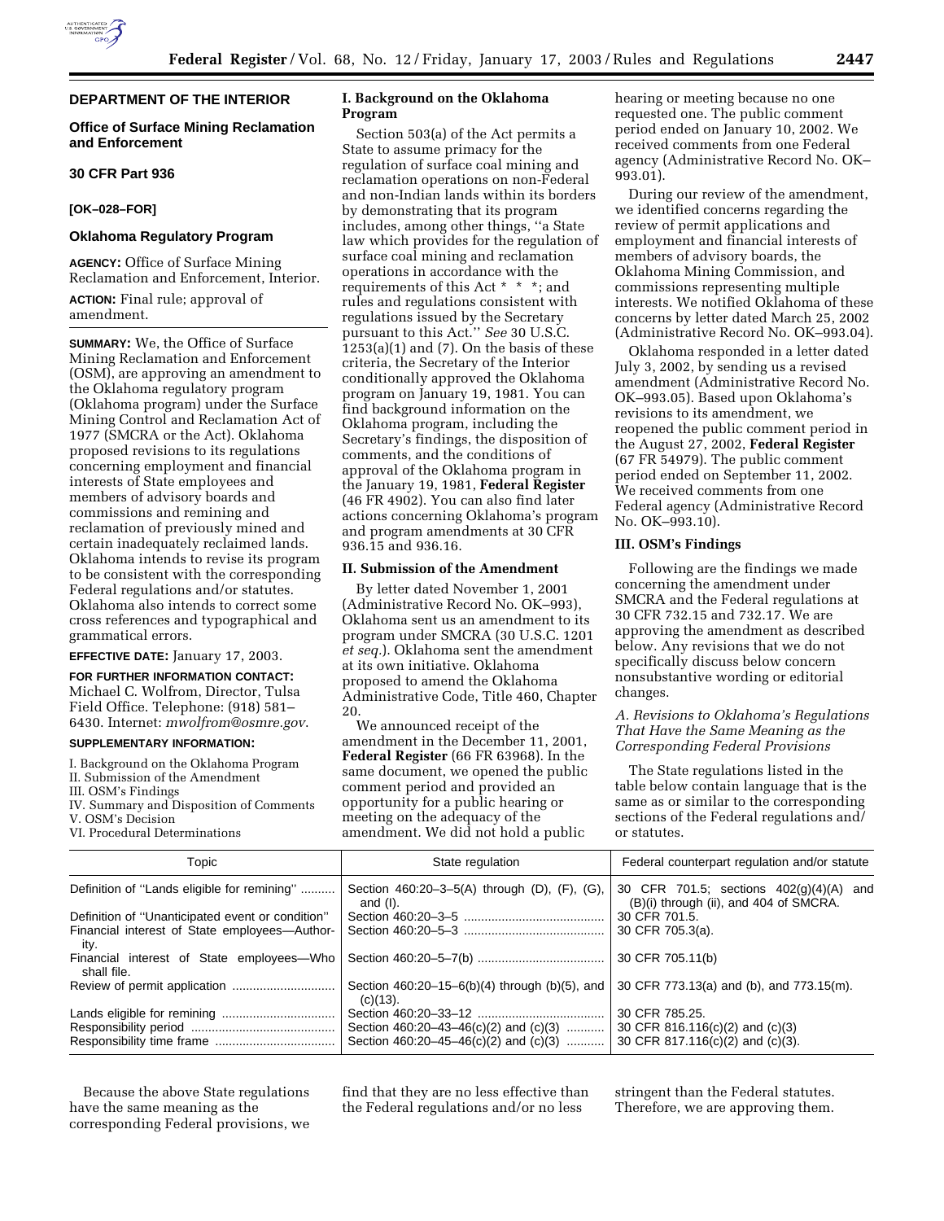## DEPARTMENT OF THE INTERIOR

### Office of Surface Mining Reclamation and Enforcement

### 30 CFR Part 936

**[OK–028–FOR]**

### Oklahoma Regulatory Program

**AGENCY:** Office of Surface Mining Reclamation and Enforcement, Interior.

**ACTION:** Final rule; approval of amendment.

**SUMMARY:** We, the Office of Surface Mining Reclamation and Enforcement (OSM), are approving an amendment to the Oklahoma regulatory program (Oklahoma program) under the Surface Mining Control and Reclamation Act of 1977 (SMCRA or the Act). Oklahoma proposed revisions to its regulations concerning employment and financial interests of State employees and members of advisory boards and commissions and remining and reclamation of previously mined and certain inadequately reclaimed lands. Oklahoma intends to revise its program to be consistent with the corresponding Federal regulations and/or statutes. Oklahoma also intends to correct some cross references and typographical and grammatical errors.

**EFFECTIVE DATE:** January 17, 2003.

**FOR FURTHER INFORMATION CONTACT:** Michael C. Wolfrom, Director, Tulsa Field Office. Telephone: (918) 581–6430. Internet: *mwolfrom@osmre.gov*.

**SUPPLEMENTARY INFORMATION:**

I. Background on the Oklahoma Program
II. Submission of the Amendment
III. OSM's Findings
IV. Summary and Disposition of Comments
V. OSM's Decision
VI. Procedural Determinations

#### I. Background on the Oklahoma Program

Section 503(a) of the Act permits a State to assume primacy for the regulation of surface coal mining and reclamation operations on non-Federal and non-Indian lands within its borders by demonstrating that its program includes, among other things, ''a State law which provides for the regulation of surface coal mining and reclamation operations in accordance with the requirements of this Act * * *; and rules and regulations consistent with regulations issued by the Secretary pursuant to this Act.'' *See* 30 U.S.C. 1253(a)(1) and (7). On the basis of these criteria, the Secretary of the Interior conditionally approved the Oklahoma program on January 19, 1981. You can find background information on the Oklahoma program, including the Secretary's findings, the disposition of comments, and the conditions of approval of the Oklahoma program in the January 19, 1981, **Federal Register** (46 FR 4902). You can also find later actions concerning Oklahoma's program and program amendments at 30 CFR 936.15 and 936.16.

#### II. Submission of the Amendment

By letter dated November 1, 2001 (Administrative Record No. OK–993), Oklahoma sent us an amendment to its program under SMCRA (30 U.S.C. 1201 *et seq.*). Oklahoma sent the amendment at its own initiative. Oklahoma proposed to amend the Oklahoma Administrative Code, Title 460, Chapter 20.

We announced receipt of the amendment in the December 11, 2001, **Federal Register** (66 FR 63968). In the same document, we opened the public comment period and provided an opportunity for a public hearing or meeting on the adequacy of the amendment. We did not hold a public hearing or meeting because no one requested one. The public comment period ended on January 10, 2002. We received comments from one Federal agency (Administrative Record No. OK–993.01).

During our review of the amendment, we identified concerns regarding the review of permit applications and employment and financial interests of members of advisory boards, the Oklahoma Mining Commission, and commissions representing multiple interests. We notified Oklahoma of these concerns by letter dated March 25, 2002 (Administrative Record No. OK–993.04).

Oklahoma responded in a letter dated July 3, 2002, by sending us a revised amendment (Administrative Record No. OK–993.05). Based upon Oklahoma's revisions to its amendment, we reopened the public comment period in the August 27, 2002, **Federal Register** (67 FR 54979). The public comment period ended on September 11, 2002. We received comments from one Federal agency (Administrative Record No. OK–993.10).

#### III. OSM's Findings

Following are the findings we made concerning the amendment under SMCRA and the Federal regulations at 30 CFR 732.15 and 732.17. We are approving the amendment as described below. Any revisions that we do not specifically discuss below concern nonsubstantive wording or editorial changes.

*A. Revisions to Oklahoma's Regulations That Have the Same Meaning as the Corresponding Federal Provisions*

The State regulations listed in the table below contain language that is the same as or similar to the corresponding sections of the Federal regulations and/or statutes.

| Topic | State regulation | Federal counterpart regulation and/or statute |
|---|---|---|
| Definition of ''Lands eligible for remining'' | Section 460:20–3–5(A) through (D), (F), (G), and (I). | 30 CFR 701.5; sections 402(g)(4)(A) and (B)(i) through (ii), and 404 of SMCRA. |
| Definition of ''Unanticipated event or condition'' | Section 460:20–3–5 | 30 CFR 701.5. |
| Financial interest of State employees—Authority. | Section 460:20–5–3 | 30 CFR 705.3(a). |
| Financial interest of State employees—Who shall file. | Section 460:20–5–7(b) | 30 CFR 705.11(b) |
| Review of permit application | Section 460:20–15–6(b)(4) through (b)(5), and (c)(13). | 30 CFR 773.13(a) and (b), and 773.15(m). |
| Lands eligible for remining | Section 460:20–33–12 | 30 CFR 785.25. |
| Responsibility period | Section 460:20–43–46(c)(2) and (c)(3) | 30 CFR 816.116(c)(2) and (c)(3) |
| Responsibility time frame | Section 460:20–45–46(c)(2) and (c)(3) | 30 CFR 817.116(c)(2) and (c)(3). |

Because the above State regulations have the same meaning as the corresponding Federal provisions, we find that they are no less effective than the Federal regulations and/or no less stringent than the Federal statutes. Therefore, we are approving them.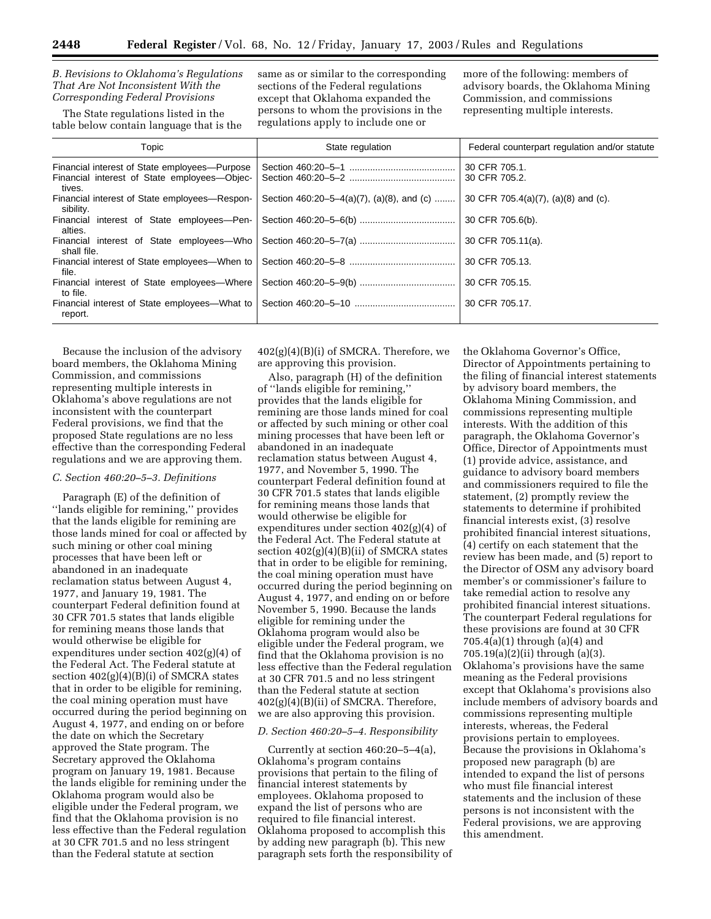### B. Revisions to Oklahoma's Regulations That Are Not Inconsistent With the Corresponding Federal Provisions

The State regulations listed in the table below contain language that is the same as or similar to the corresponding sections of the Federal regulations except that Oklahoma expanded the persons to whom the provisions in the regulations apply to include one or more of the following: members of advisory boards, the Oklahoma Mining Commission, and commissions representing multiple interests.

| Topic | State regulation | Federal counterpart regulation and/or statute |
| --- | --- | --- |
| Financial interest of State employees—Purpose | Section 460:20–5–1 | 30 CFR 705.1. |
| Financial interest of State employees—Objectives. | Section 460:20–5–2 | 30 CFR 705.2. |
| Financial interest of State employees—Responsibility. | Section 460:20–5–4(a)(7), (a)(8), and (c) | 30 CFR 705.4(a)(7), (a)(8) and (c). |
| Financial interest of State employees—Penalties. | Section 460:20–5–6(b) | 30 CFR 705.6(b). |
| Financial interest of State employees—Who shall file. | Section 460:20–5–7(a) | 30 CFR 705.11(a). |
| Financial interest of State employees—When to file. | Section 460:20–5–8 | 30 CFR 705.13. |
| Financial interest of State employees—Where to file. | Section 460:20–5–9(b) | 30 CFR 705.15. |
| Financial interest of State employees—What to report. | Section 460:20–5–10 | 30 CFR 705.17. |

Because the inclusion of the advisory board members, the Oklahoma Mining Commission, and commissions representing multiple interests in Oklahoma's above regulations are not inconsistent with the counterpart Federal provisions, we find that the proposed State regulations are no less effective than the corresponding Federal regulations and we are approving them.

### C. Section 460:20–5–3. Definitions

Paragraph (E) of the definition of ''lands eligible for remining,'' provides that the lands eligible for remining are those lands mined for coal or affected by such mining or other coal mining processes that have been left or abandoned in an inadequate reclamation status between August 4, 1977, and January 19, 1981. The counterpart Federal definition found at 30 CFR 701.5 states that lands eligible for remining means those lands that would otherwise be eligible for expenditures under section 402(g)(4) of the Federal Act. The Federal statute at section 402(g)(4)(B)(i) of SMCRA states that in order to be eligible for remining, the coal mining operation must have occurred during the period beginning on August 4, 1977, and ending on or before the date on which the Secretary approved the State program. The Secretary approved the Oklahoma program on January 19, 1981. Because the lands eligible for remining under the Oklahoma program would also be eligible under the Federal program, we find that the Oklahoma provision is no less effective than the Federal regulation at 30 CFR 701.5 and no less stringent than the Federal statute at section 402(g)(4)(B)(i) of SMCRA. Therefore, we are approving this provision.

Also, paragraph (H) of the definition of ''lands eligible for remining,'' provides that the lands eligible for remining are those lands mined for coal or affected by such mining or other coal mining processes that have been left or abandoned in an inadequate reclamation status between August 4, 1977, and November 5, 1990. The counterpart Federal definition found at 30 CFR 701.5 states that lands eligible for remining means those lands that would otherwise be eligible for expenditures under section 402(g)(4) of the Federal Act. The Federal statute at section 402(g)(4)(B)(ii) of SMCRA states that in order to be eligible for remining, the coal mining operation must have occurred during the period beginning on August 4, 1977, and ending on or before November 5, 1990. Because the lands eligible for remining under the Oklahoma program would also be eligible under the Federal program, we find that the Oklahoma provision is no less effective than the Federal regulation at 30 CFR 701.5 and no less stringent than the Federal statute at section 402(g)(4)(B)(ii) of SMCRA. Therefore, we are also approving this provision.

### D. Section 460:20–5–4. Responsibility

Currently at section 460:20–5–4(a), Oklahoma's program contains provisions that pertain to the filing of financial interest statements by employees. Oklahoma proposed to expand the list of persons who are required to file financial interest. Oklahoma proposed to accomplish this by adding new paragraph (b). This new paragraph sets forth the responsibility of the Oklahoma Governor's Office, Director of Appointments pertaining to the filing of financial interest statements by advisory board members, the Oklahoma Mining Commission, and commissions representing multiple interests. With the addition of this paragraph, the Oklahoma Governor's Office, Director of Appointments must (1) provide advice, assistance, and guidance to advisory board members and commissioners required to file the statement, (2) promptly review the statements to determine if prohibited financial interests exist, (3) resolve prohibited financial interest situations, (4) certify on each statement that the review has been made, and (5) report to the Director of OSM any advisory board member's or commissioner's failure to take remedial action to resolve any prohibited financial interest situations. The counterpart Federal regulations for these provisions are found at 30 CFR 705.4(a)(1) through (a)(4) and 705.19(a)(2)(ii) through (a)(3). Oklahoma's provisions have the same meaning as the Federal provisions except that Oklahoma's provisions also include members of advisory boards and commissions representing multiple interests, whereas, the Federal provisions pertain to employees. Because the provisions in Oklahoma's proposed new paragraph (b) are intended to expand the list of persons who must file financial interest statements and the inclusion of these persons is not inconsistent with the Federal provisions, we are approving this amendment.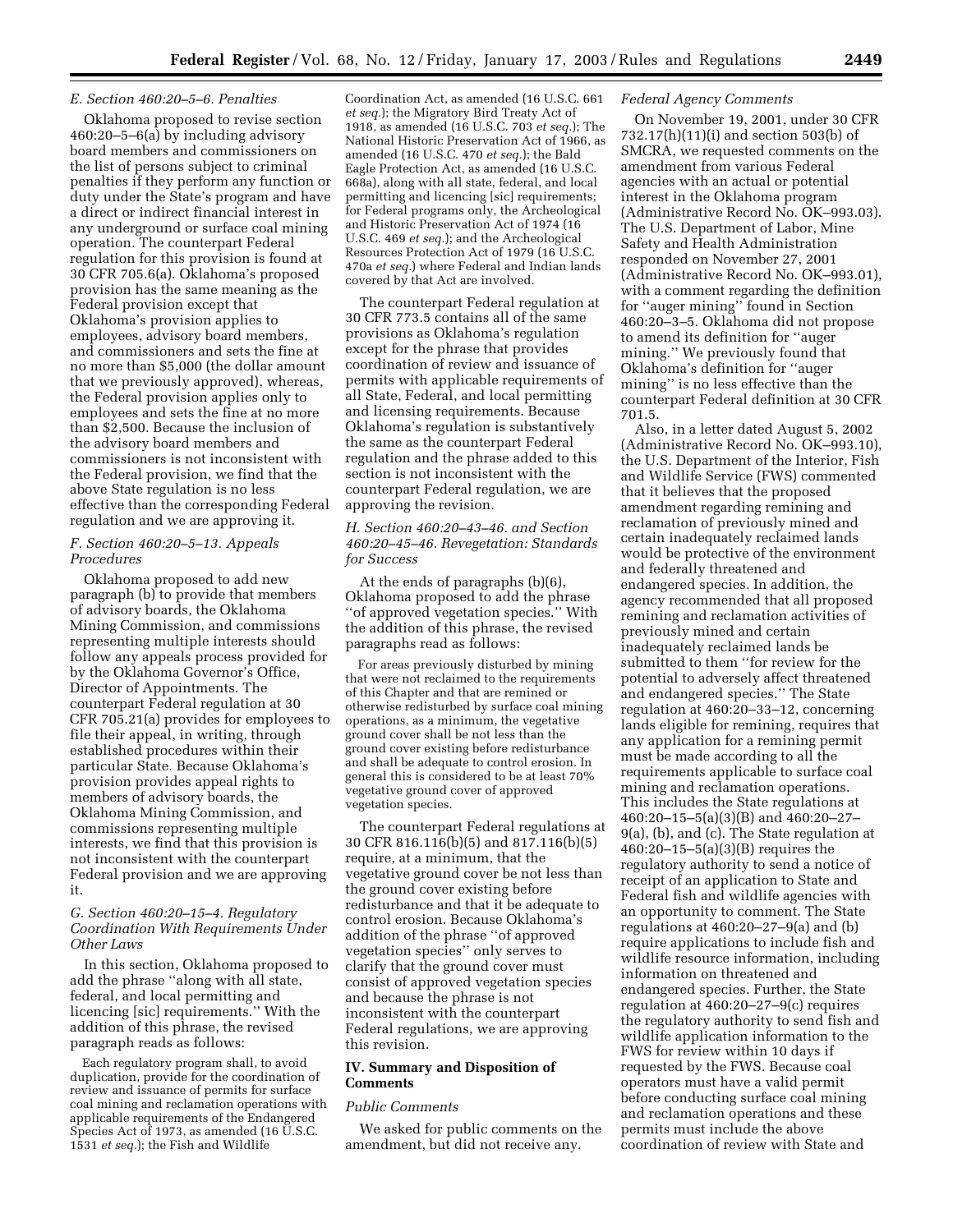### E. Section 460:20–5–6. Penalties

Oklahoma proposed to revise section 460:20–5–6(a) by including advisory board members and commissioners on the list of persons subject to criminal penalties if they perform any function or duty under the State's program and have a direct or indirect financial interest in any underground or surface coal mining operation. The counterpart Federal regulation for this provision is found at 30 CFR 705.6(a). Oklahoma's proposed provision has the same meaning as the Federal provision except that Oklahoma's provision applies to employees, advisory board members, and commissioners and sets the fine at no more than $5,000 (the dollar amount that we previously approved), whereas, the Federal provision applies only to employees and sets the fine at no more than $2,500. Because the inclusion of the advisory board members and commissioners is not inconsistent with the Federal provision, we find that the above State regulation is no less effective than the corresponding Federal regulation and we are approving it.

### F. Section 460:20–5–13. Appeals Procedures

Oklahoma proposed to add new paragraph (b) to provide that members of advisory boards, the Oklahoma Mining Commission, and commissions representing multiple interests should follow any appeals process provided for by the Oklahoma Governor's Office, Director of Appointments. The counterpart Federal regulation at 30 CFR 705.21(a) provides for employees to file their appeal, in writing, through established procedures within their particular State. Because Oklahoma's provision provides appeal rights to members of advisory boards, the Oklahoma Mining Commission, and commissions representing multiple interests, we find that this provision is not inconsistent with the counterpart Federal provision and we are approving it.

### G. Section 460:20–15–4. Regulatory Coordination With Requirements Under Other Laws

In this section, Oklahoma proposed to add the phrase "along with all state, federal, and local permitting and licencing [sic] requirements." With the addition of this phrase, the revised paragraph reads as follows:

> Each regulatory program shall, to avoid duplication, provide for the coordination of review and issuance of permits for surface coal mining and reclamation operations with applicable requirements of the Endangered Species Act of 1973, as amended (16 U.S.C. 1531 *et seq.*); the Fish and Wildlife Coordination Act, as amended (16 U.S.C. 661 *et seq.*); the Migratory Bird Treaty Act of 1918, as amended (16 U.S.C. 703 *et seq.*); The National Historic Preservation Act of 1966, as amended (16 U.S.C. 470 *et seq.*); the Bald Eagle Protection Act, as amended (16 U.S.C. 668a), along with all state, federal, and local permitting and licencing [sic] requirements; for Federal programs only, the Archeological and Historic Preservation Act of 1974 (16 U.S.C. 469 *et seq.*); and the Archeological Resources Protection Act of 1979 (16 U.S.C. 470a *et seq.*) where Federal and Indian lands covered by that Act are involved.

The counterpart Federal regulation at 30 CFR 773.5 contains all of the same provisions as Oklahoma's regulation except for the phrase that provides coordination of review and issuance of permits with applicable requirements of all State, Federal, and local permitting and licensing requirements. Because Oklahoma's regulation is substantively the same as the counterpart Federal regulation and the phrase added to this section is not inconsistent with the counterpart Federal regulation, we are approving the revision.

### H. Section 460:20–43–46. and Section 460:20–45–46. Revegetation: Standards for Success

At the ends of paragraphs (b)(6), Oklahoma proposed to add the phrase "of approved vegetation species." With the addition of this phrase, the revised paragraphs read as follows:

> For areas previously disturbed by mining that were not reclaimed to the requirements of this Chapter and that are remined or otherwise redisturbed by surface coal mining operations, as a minimum, the vegetative ground cover shall be not less than the ground cover existing before redisturbance and shall be adequate to control erosion. In general this is considered to be at least 70% vegetative ground cover of approved vegetation species.

The counterpart Federal regulations at 30 CFR 816.116(b)(5) and 817.116(b)(5) require, at a minimum, that the vegetative ground cover be not less than the ground cover existing before redisturbance and that it be adequate to control erosion. Because Oklahoma's addition of the phrase "of approved vegetation species" only serves to clarify that the ground cover must consist of approved vegetation species and because the phrase is not inconsistent with the counterpart Federal regulations, we are approving this revision.

## IV. Summary and Disposition of Comments

### *Public Comments*

We asked for public comments on the amendment, but did not receive any.

### *Federal Agency Comments*

On November 19, 2001, under 30 CFR 732.17(h)(11)(i) and section 503(b) of SMCRA, we requested comments on the amendment from various Federal agencies with an actual or potential interest in the Oklahoma program (Administrative Record No. OK–993.03). The U.S. Department of Labor, Mine Safety and Health Administration responded on November 27, 2001 (Administrative Record No. OK–993.01), with a comment regarding the definition for "auger mining" found in Section 460:20–3–5. Oklahoma did not propose to amend its definition for "auger mining." We previously found that Oklahoma's definition for "auger mining" is no less effective than the counterpart Federal definition at 30 CFR 701.5.

Also, in a letter dated August 5, 2002 (Administrative Record No. OK–993.10), the U.S. Department of the Interior, Fish and Wildlife Service (FWS) commented that it believes that the proposed amendment regarding remining and reclamation of previously mined and certain inadequately reclaimed lands would be protective of the environment and federally threatened and endangered species. In addition, the agency recommended that all proposed remining and reclamation activities of previously mined and certain inadequately reclaimed lands be submitted to them "for review for the potential to adversely affect threatened and endangered species." The State regulation at 460:20–33–12, concerning lands eligible for remining, requires that any application for a remining permit must be made according to all the requirements applicable to surface coal mining and reclamation operations. This includes the State regulations at 460:20–15–5(a)(3)(B) and 460:20–27–9(a), (b), and (c). The State regulation at 460:20–15–5(a)(3)(B) requires the regulatory authority to send a notice of receipt of an application to State and Federal fish and wildlife agencies with an opportunity to comment. The State regulations at 460:20–27–9(a) and (b) require applications to include fish and wildlife resource information, including information on threatened and endangered species. Further, the State regulation at 460:20–27–9(c) requires the regulatory authority to send fish and wildlife application information to the FWS for review within 10 days if requested by the FWS. Because coal operators must have a valid permit before conducting surface coal mining and reclamation operations and these permits must include the above coordination of review with State and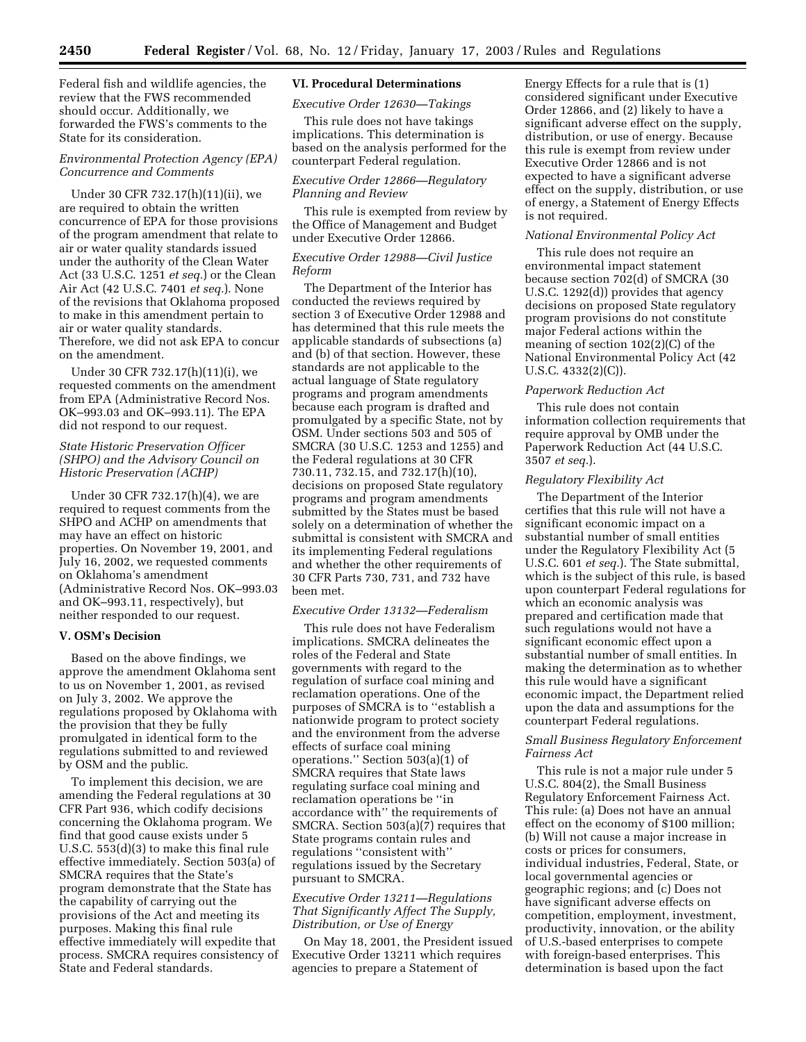Federal fish and wildlife agencies, the review that the FWS recommended should occur. Additionally, we forwarded the FWS's comments to the State for its consideration.

*Environmental Protection Agency (EPA) Concurrence and Comments*

Under 30 CFR 732.17(h)(11)(ii), we are required to obtain the written concurrence of EPA for those provisions of the program amendment that relate to air or water quality standards issued under the authority of the Clean Water Act (33 U.S.C. 1251 *et seq.*) or the Clean Air Act (42 U.S.C. 7401 *et seq.*). None of the revisions that Oklahoma proposed to make in this amendment pertain to air or water quality standards. Therefore, we did not ask EPA to concur on the amendment.

Under 30 CFR 732.17(h)(11)(i), we requested comments on the amendment from EPA (Administrative Record Nos. OK–993.03 and OK–993.11). The EPA did not respond to our request.

*State Historic Preservation Officer (SHPO) and the Advisory Council on Historic Preservation (ACHP)*

Under 30 CFR 732.17(h)(4), we are required to request comments from the SHPO and ACHP on amendments that may have an effect on historic properties. On November 19, 2001, and July 16, 2002, we requested comments on Oklahoma's amendment (Administrative Record Nos. OK–993.03 and OK–993.11, respectively), but neither responded to our request.

## V. OSM's Decision

Based on the above findings, we approve the amendment Oklahoma sent to us on November 1, 2001, as revised on July 3, 2002. We approve the regulations proposed by Oklahoma with the provision that they be fully promulgated in identical form to the regulations submitted to and reviewed by OSM and the public.

To implement this decision, we are amending the Federal regulations at 30 CFR Part 936, which codify decisions concerning the Oklahoma program. We find that good cause exists under 5 U.S.C. 553(d)(3) to make this final rule effective immediately. Section 503(a) of SMCRA requires that the State's program demonstrate that the State has the capability of carrying out the provisions of the Act and meeting its purposes. Making this final rule effective immediately will expedite that process. SMCRA requires consistency of State and Federal standards.

## VI. Procedural Determinations

*Executive Order 12630—Takings*

This rule does not have takings implications. This determination is based on the analysis performed for the counterpart Federal regulation.

*Executive Order 12866—Regulatory Planning and Review*

This rule is exempted from review by the Office of Management and Budget under Executive Order 12866.

*Executive Order 12988—Civil Justice Reform*

The Department of the Interior has conducted the reviews required by section 3 of Executive Order 12988 and has determined that this rule meets the applicable standards of subsections (a) and (b) of that section. However, these standards are not applicable to the actual language of State regulatory programs and program amendments because each program is drafted and promulgated by a specific State, not by OSM. Under sections 503 and 505 of SMCRA (30 U.S.C. 1253 and 1255) and the Federal regulations at 30 CFR 730.11, 732.15, and 732.17(h)(10), decisions on proposed State regulatory programs and program amendments submitted by the States must be based solely on a determination of whether the submittal is consistent with SMCRA and its implementing Federal regulations and whether the other requirements of 30 CFR Parts 730, 731, and 732 have been met.

*Executive Order 13132—Federalism*

This rule does not have Federalism implications. SMCRA delineates the roles of the Federal and State governments with regard to the regulation of surface coal mining and reclamation operations. One of the purposes of SMCRA is to ''establish a nationwide program to protect society and the environment from the adverse effects of surface coal mining operations.'' Section 503(a)(1) of SMCRA requires that State laws regulating surface coal mining and reclamation operations be ''in accordance with'' the requirements of SMCRA. Section 503(a)(7) requires that State programs contain rules and regulations ''consistent with'' regulations issued by the Secretary pursuant to SMCRA.

*Executive Order 13211—Regulations That Significantly Affect The Supply, Distribution, or Use of Energy*

On May 18, 2001, the President issued Executive Order 13211 which requires agencies to prepare a Statement of Energy Effects for a rule that is (1) considered significant under Executive Order 12866, and (2) likely to have a significant adverse effect on the supply, distribution, or use of energy. Because this rule is exempt from review under Executive Order 12866 and is not expected to have a significant adverse effect on the supply, distribution, or use of energy, a Statement of Energy Effects is not required.

*National Environmental Policy Act*

This rule does not require an environmental impact statement because section 702(d) of SMCRA (30 U.S.C. 1292(d)) provides that agency decisions on proposed State regulatory program provisions do not constitute major Federal actions within the meaning of section 102(2)(C) of the National Environmental Policy Act (42 U.S.C. 4332(2)(C)).

*Paperwork Reduction Act*

This rule does not contain information collection requirements that require approval by OMB under the Paperwork Reduction Act (44 U.S.C. 3507 *et seq.*).

*Regulatory Flexibility Act*

The Department of the Interior certifies that this rule will not have a significant economic impact on a substantial number of small entities under the Regulatory Flexibility Act (5 U.S.C. 601 *et seq.*). The State submittal, which is the subject of this rule, is based upon counterpart Federal regulations for which an economic analysis was prepared and certification made that such regulations would not have a significant economic effect upon a substantial number of small entities. In making the determination as to whether this rule would have a significant economic impact, the Department relied upon the data and assumptions for the counterpart Federal regulations.

*Small Business Regulatory Enforcement Fairness Act*

This rule is not a major rule under 5 U.S.C. 804(2), the Small Business Regulatory Enforcement Fairness Act. This rule: (a) Does not have an annual effect on the economy of $100 million; (b) Will not cause a major increase in costs or prices for consumers, individual industries, Federal, State, or local governmental agencies or geographic regions; and (c) Does not have significant adverse effects on competition, employment, investment, productivity, innovation, or the ability of U.S.-based enterprises to compete with foreign-based enterprises. This determination is based upon the fact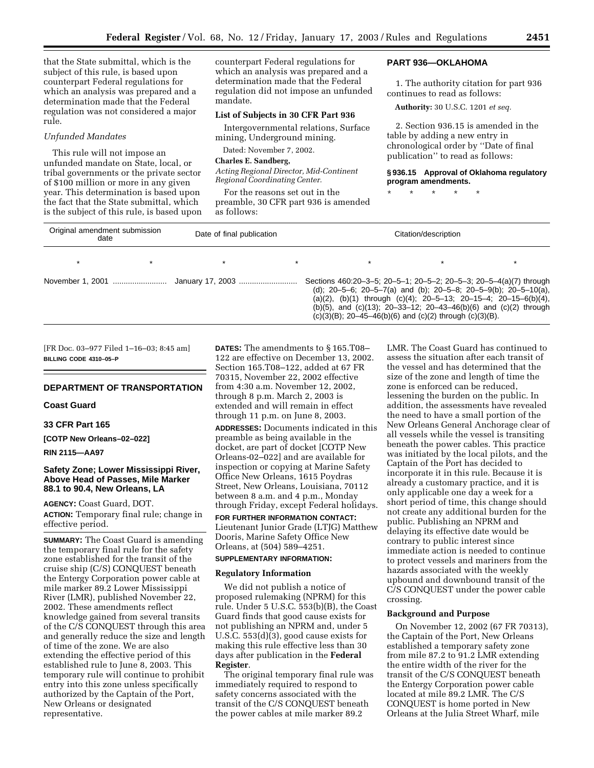that the State submittal, which is the subject of this rule, is based upon counterpart Federal regulations for which an analysis was prepared and a determination made that the Federal regulation was not considered a major rule.

*Unfunded Mandates*

This rule will not impose an unfunded mandate on State, local, or tribal governments or the private sector of $100 million or more in any given year. This determination is based upon the fact that the State submittal, which is the subject of this rule, is based upon counterpart Federal regulations for which an analysis was prepared and a determination made that the Federal regulation did not impose an unfunded mandate.

**List of Subjects in 30 CFR Part 936**

Intergovernmental relations, Surface mining, Underground mining.

Dated: November 7, 2002.

**Charles E. Sandberg,**

*Acting Regional Director, Mid-Continent Regional Coordinating Center.*

For the reasons set out in the preamble, 30 CFR part 936 is amended as follows:

## PART 936—OKLAHOMA

1. The authority citation for part 936 continues to read as follows:

**Authority:** 30 U.S.C. 1201 *et seq.*

2. Section 936.15 is amended in the table by adding a new entry in chronological order by ''Date of final publication'' to read as follows:

**§ 936.15 Approval of Oklahoma regulatory program amendments.**

* * * * *

| Original amendment submission date | Date of final publication | Citation/description |
|---|---|---|
| * * | * * | * * * |
| November 1, 2001 ........................ | January 17, 2003 .......................... | Sections 460:20–3–5; 20–5–1; 20–5–2; 20–5–3; 20–5–4(a)(7) through (d); 20–5–6; 20–5–7(a) and (b); 20–5–8; 20–5–9(b); 20–5–10(a), (a)(2), (b)(1) through (c)(4); 20–5–13; 20–15–4; 20–15–6(b)(4), (b)(5), and (c)(13); 20–33–12; 20–43–46(b)(6) and (c)(2) through (c)(3)(B); 20–45–46(b)(6) and (c)(2) through (c)(3)(B). |

[FR Doc. 03–977 Filed 1–16–03; 8:45 am]

**BILLING CODE 4310–05–P**

---

## DEPARTMENT OF TRANSPORTATION

### Coast Guard

### 33 CFR Part 165

**[COTP New Orleans–02–022]**

**RIN 2115–AA97**

### Safety Zone; Lower Mississippi River, Above Head of Passes, Mile Marker 88.1 to 90.4, New Orleans, LA

**AGENCY:** Coast Guard, DOT.

**ACTION:** Temporary final rule; change in effective period.

**SUMMARY:** The Coast Guard is amending the temporary final rule for the safety zone established for the transit of the cruise ship (C/S) CONQUEST beneath the Entergy Corporation power cable at mile marker 89.2 Lower Mississippi River (LMR), published November 22, 2002. These amendments reflect knowledge gained from several transits of the C/S CONQUEST through this area and generally reduce the size and length of time of the zone. We are also extending the effective period of this established rule to June 8, 2003. This temporary rule will continue to prohibit entry into this zone unless specifically authorized by the Captain of the Port, New Orleans or designated representative.

**DATES:** The amendments to § 165.T08–122 are effective on December 13, 2002. Section 165.T08–122, added at 67 FR 70315, November 22, 2002 effective from 4:30 a.m. November 12, 2002, through 8 p.m. March 2, 2003 is extended and will remain in effect through 11 p.m. on June 8, 2003.

**ADDRESSES:** Documents indicated in this preamble as being available in the docket, are part of docket [COTP New Orleans-02–022] and are available for inspection or copying at Marine Safety Office New Orleans, 1615 Poydras Street, New Orleans, Louisiana, 70112 between 8 a.m. and 4 p.m., Monday through Friday, except Federal holidays.

**FOR FURTHER INFORMATION CONTACT:** Lieutenant Junior Grade (LTJG) Matthew Dooris, Marine Safety Office New Orleans, at (504) 589–4251.

**SUPPLEMENTARY INFORMATION:**

**Regulatory Information**

We did not publish a notice of proposed rulemaking (NPRM) for this rule. Under 5 U.S.C. 553(b)(B), the Coast Guard finds that good cause exists for not publishing an NPRM and, under 5 U.S.C. 553(d)(3), good cause exists for making this rule effective less than 30 days after publication in the **Federal Register**.

The original temporary final rule was immediately required to respond to safety concerns associated with the transit of the C/S CONQUEST beneath the power cables at mile marker 89.2 LMR. The Coast Guard has continued to assess the situation after each transit of the vessel and has determined that the size of the zone and length of time the zone is enforced can be reduced, lessening the burden on the public. In addition, the assessments have revealed the need to have a small portion of the New Orleans General Anchorage clear of all vessels while the vessel is transiting beneath the power cables. This practice was initiated by the local pilots, and the Captain of the Port has decided to incorporate it in this rule. Because it is already a customary practice, and it is only applicable one day a week for a short period of time, this change should not create any additional burden for the public. Publishing an NPRM and delaying its effective date would be contrary to public interest since immediate action is needed to continue to protect vessels and mariners from the hazards associated with the weekly upbound and downbound transit of the C/S CONQUEST under the power cable crossing.

**Background and Purpose**

On November 12, 2002 (67 FR 70313), the Captain of the Port, New Orleans established a temporary safety zone from mile 87.2 to 91.2 LMR extending the entire width of the river for the transit of the C/S CONQUEST beneath the Entergy Corporation power cable located at mile 89.2 LMR. The C/S CONQUEST is home ported in New Orleans at the Julia Street Wharf, mile